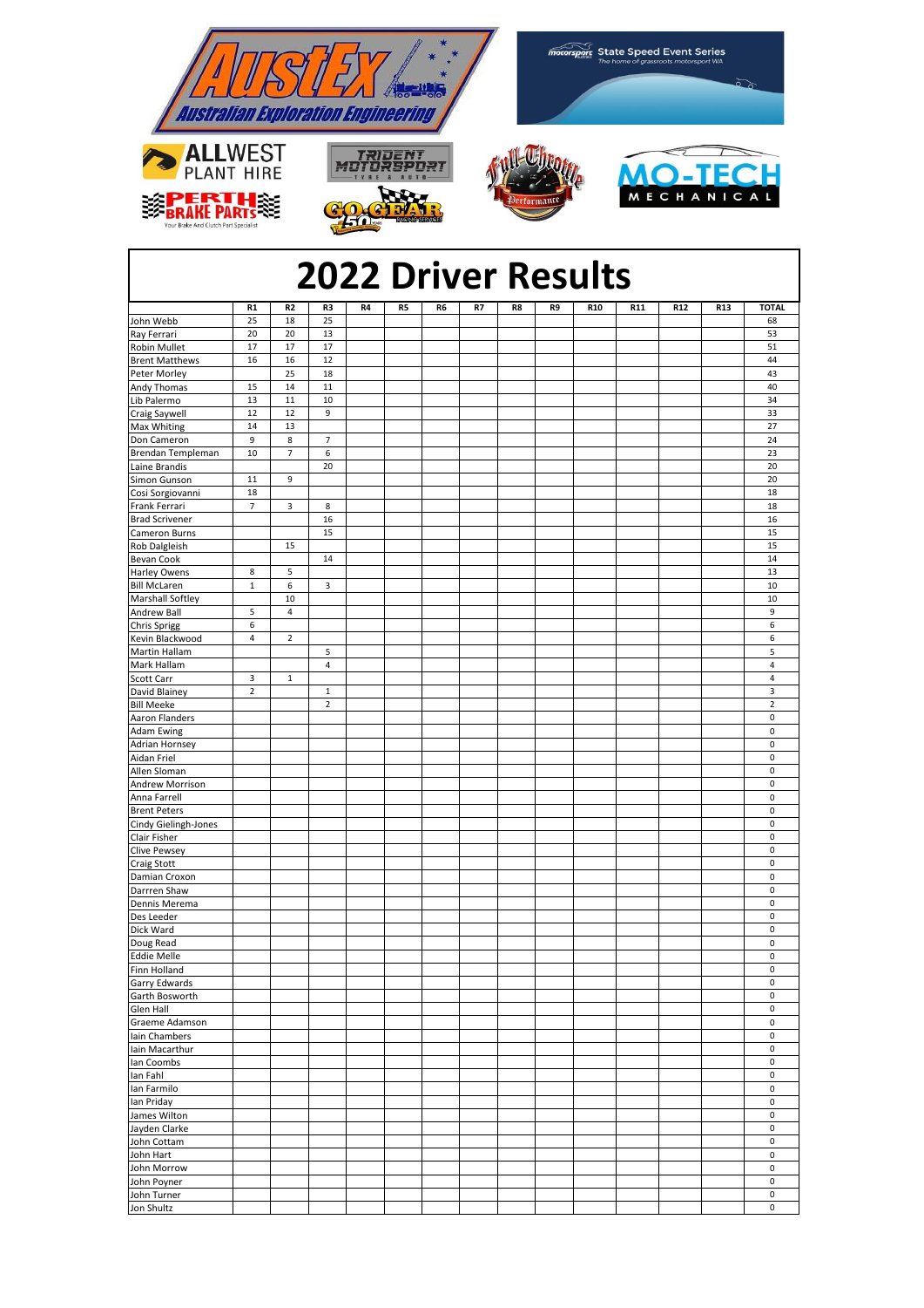# 2022 Driver Results

| | R1 | R2 | R3 | R4 | R5 | R6 | R7 | R8 | R9 | R10 | R11 | R12 | R13 | TOTAL |
|---|---|---|---|---|---|---|---|---|---|---|---|---|---|---|
| John Webb | 25 | 18 | 25 | | | | | | | | | | | 68 |
| Ray Ferrari | 20 | 20 | 13 | | | | | | | | | | | 53 |
| Robin Mullet | 17 | 17 | 17 | | | | | | | | | | | 51 |
| Brent Matthews | 16 | 16 | 12 | | | | | | | | | | | 44 |
| Peter Morley | | 25 | 18 | | | | | | | | | | | 43 |
| Andy Thomas | 15 | 14 | 11 | | | | | | | | | | | 40 |
| Lib Palermo | 13 | 11 | 10 | | | | | | | | | | | 34 |
| Craig Saywell | 12 | 12 | 9 | | | | | | | | | | | 33 |
| Max Whiting | 14 | 13 | | | | | | | | | | | | 27 |
| Don Cameron | 9 | 8 | 7 | | | | | | | | | | | 24 |
| Brendan Templeman | 10 | 7 | 6 | | | | | | | | | | | 23 |
| Laine Brandis | | | 20 | | | | | | | | | | | 20 |
| Simon Gunson | 11 | 9 | | | | | | | | | | | | 20 |
| Cosi Sorgiovanni | 18 | | | | | | | | | | | | | 18 |
| Frank Ferrari | 7 | 3 | 8 | | | | | | | | | | | 18 |
| Brad Scrivener | | | 16 | | | | | | | | | | | 16 |
| Cameron Burns | | | 15 | | | | | | | | | | | 15 |
| Rob Dalgleish | | 15 | | | | | | | | | | | | 15 |
| Bevan Cook | | | 14 | | | | | | | | | | | 14 |
| Harley Owens | 8 | 5 | | | | | | | | | | | | 13 |
| Bill McLaren | 1 | 6 | 3 | | | | | | | | | | | 10 |
| Marshall Softley | | 10 | | | | | | | | | | | | 10 |
| Andrew Ball | 5 | 4 | | | | | | | | | | | | 9 |
| Chris Sprigg | 6 | | | | | | | | | | | | | 6 |
| Kevin Blackwood | 4 | 2 | | | | | | | | | | | | 6 |
| Martin Hallam | | | 5 | | | | | | | | | | | 5 |
| Mark Hallam | | | 4 | | | | | | | | | | | 4 |
| Scott Carr | 3 | 1 | | | | | | | | | | | | 4 |
| David Blainey | 2 | | 1 | | | | | | | | | | | 3 |
| Bill Meeke | | | 2 | | | | | | | | | | | 2 |
| Aaron Flanders | | | | | | | | | | | | | | 0 |
| Adam Ewing | | | | | | | | | | | | | | 0 |
| Adrian Hornsey | | | | | | | | | | | | | | 0 |
| Aidan Friel | | | | | | | | | | | | | | 0 |
| Allen Sloman | | | | | | | | | | | | | | 0 |
| Andrew Morrison | | | | | | | | | | | | | | 0 |
| Anna Farrell | | | | | | | | | | | | | | 0 |
| Brent Peters | | | | | | | | | | | | | | 0 |
| Cindy Gielingh-Jones | | | | | | | | | | | | | | 0 |
| Clair Fisher | | | | | | | | | | | | | | 0 |
| Clive Pewsey | | | | | | | | | | | | | | 0 |
| Craig Stott | | | | | | | | | | | | | | 0 |
| Damian Croxon | | | | | | | | | | | | | | 0 |
| Darrren Shaw | | | | | | | | | | | | | | 0 |
| Dennis Merema | | | | | | | | | | | | | | 0 |
| Des Leeder | | | | | | | | | | | | | | 0 |
| Dick Ward | | | | | | | | | | | | | | 0 |
| Doug Read | | | | | | | | | | | | | | 0 |
| Eddie Melle | | | | | | | | | | | | | | 0 |
| Finn Holland | | | | | | | | | | | | | | 0 |
| Garry Edwards | | | | | | | | | | | | | | 0 |
| Garth Bosworth | | | | | | | | | | | | | | 0 |
| Glen Hall | | | | | | | | | | | | | | 0 |
| Graeme Adamson | | | | | | | | | | | | | | 0 |
| Iain Chambers | | | | | | | | | | | | | | 0 |
| Iain Macarthur | | | | | | | | | | | | | | 0 |
| Ian Coombs | | | | | | | | | | | | | | 0 |
| Ian Fahl | | | | | | | | | | | | | | 0 |
| Ian Farmilo | | | | | | | | | | | | | | 0 |
| Ian Priday | | | | | | | | | | | | | | 0 |
| James Wilton | | | | | | | | | | | | | | 0 |
| Jayden Clarke | | | | | | | | | | | | | | 0 |
| John Cottam | | | | | | | | | | | | | | 0 |
| John Hart | | | | | | | | | | | | | | 0 |
| John Morrow | | | | | | | | | | | | | | 0 |
| John Poyner | | | | | | | | | | | | | | 0 |
| John Turner | | | | | | | | | | | | | | 0 |
| Jon Shultz | | | | | | | | | | | | | | 0 |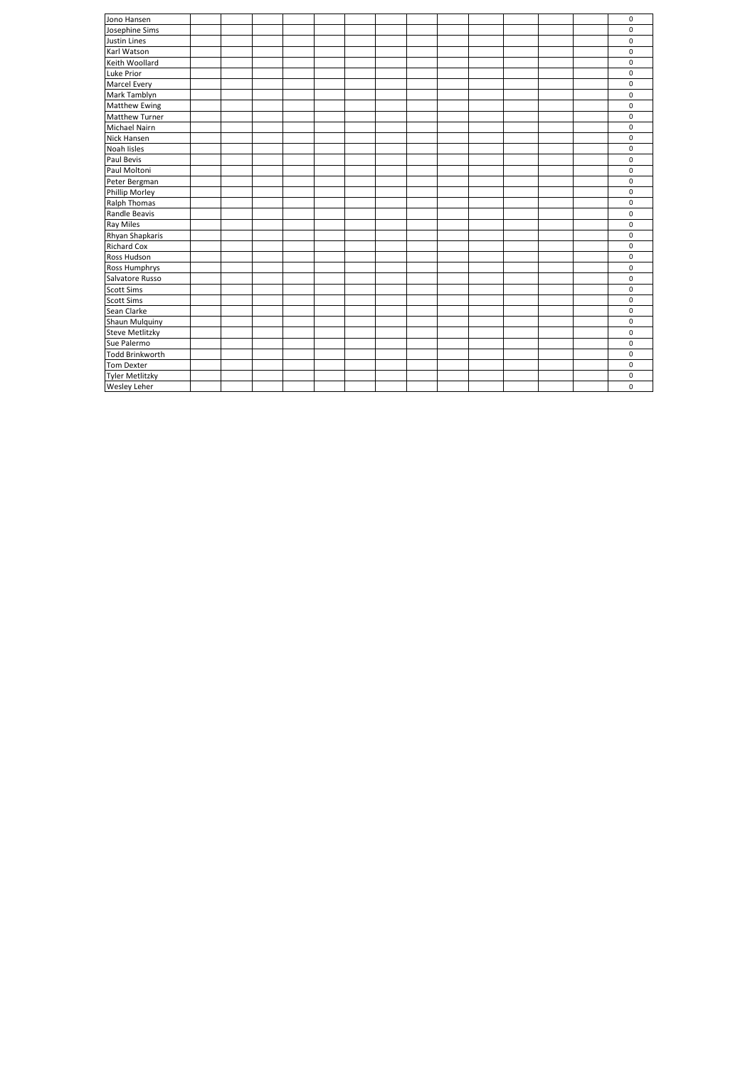| | | | | | | | | | | | | | | |
|---|---|---|---|---|---|---|---|---|---|---|---|---|---|---|
| Jono Hansen | | | | | | | | | | | | | | 0 |
| Josephine Sims | | | | | | | | | | | | | | 0 |
| Justin Lines | | | | | | | | | | | | | | 0 |
| Karl Watson | | | | | | | | | | | | | | 0 |
| Keith Woollard | | | | | | | | | | | | | | 0 |
| Luke Prior | | | | | | | | | | | | | | 0 |
| Marcel Every | | | | | | | | | | | | | | 0 |
| Mark Tamblyn | | | | | | | | | | | | | | 0 |
| Matthew Ewing | | | | | | | | | | | | | | 0 |
| Matthew Turner | | | | | | | | | | | | | | 0 |
| Michael Nairn | | | | | | | | | | | | | | 0 |
| Nick Hansen | | | | | | | | | | | | | | 0 |
| Noah Iisles | | | | | | | | | | | | | | 0 |
| Paul Bevis | | | | | | | | | | | | | | 0 |
| Paul Moltoni | | | | | | | | | | | | | | 0 |
| Peter Bergman | | | | | | | | | | | | | | 0 |
| Phillip Morley | | | | | | | | | | | | | | 0 |
| Ralph Thomas | | | | | | | | | | | | | | 0 |
| Randle Beavis | | | | | | | | | | | | | | 0 |
| Ray Miles | | | | | | | | | | | | | | 0 |
| Rhyan Shapkaris | | | | | | | | | | | | | | 0 |
| Richard Cox | | | | | | | | | | | | | | 0 |
| Ross Hudson | | | | | | | | | | | | | | 0 |
| Ross Humphrys | | | | | | | | | | | | | | 0 |
| Salvatore Russo | | | | | | | | | | | | | | 0 |
| Scott Sims | | | | | | | | | | | | | | 0 |
| Scott Sims | | | | | | | | | | | | | | 0 |
| Sean Clarke | | | | | | | | | | | | | | 0 |
| Shaun Mulquiny | | | | | | | | | | | | | | 0 |
| Steve Metlitzky | | | | | | | | | | | | | | 0 |
| Sue Palermo | | | | | | | | | | | | | | 0 |
| Todd Brinkworth | | | | | | | | | | | | | | 0 |
| Tom Dexter | | | | | | | | | | | | | | 0 |
| Tyler Metlitzky | | | | | | | | | | | | | | 0 |
| Wesley Leher | | | | | | | | | | | | | | 0 |